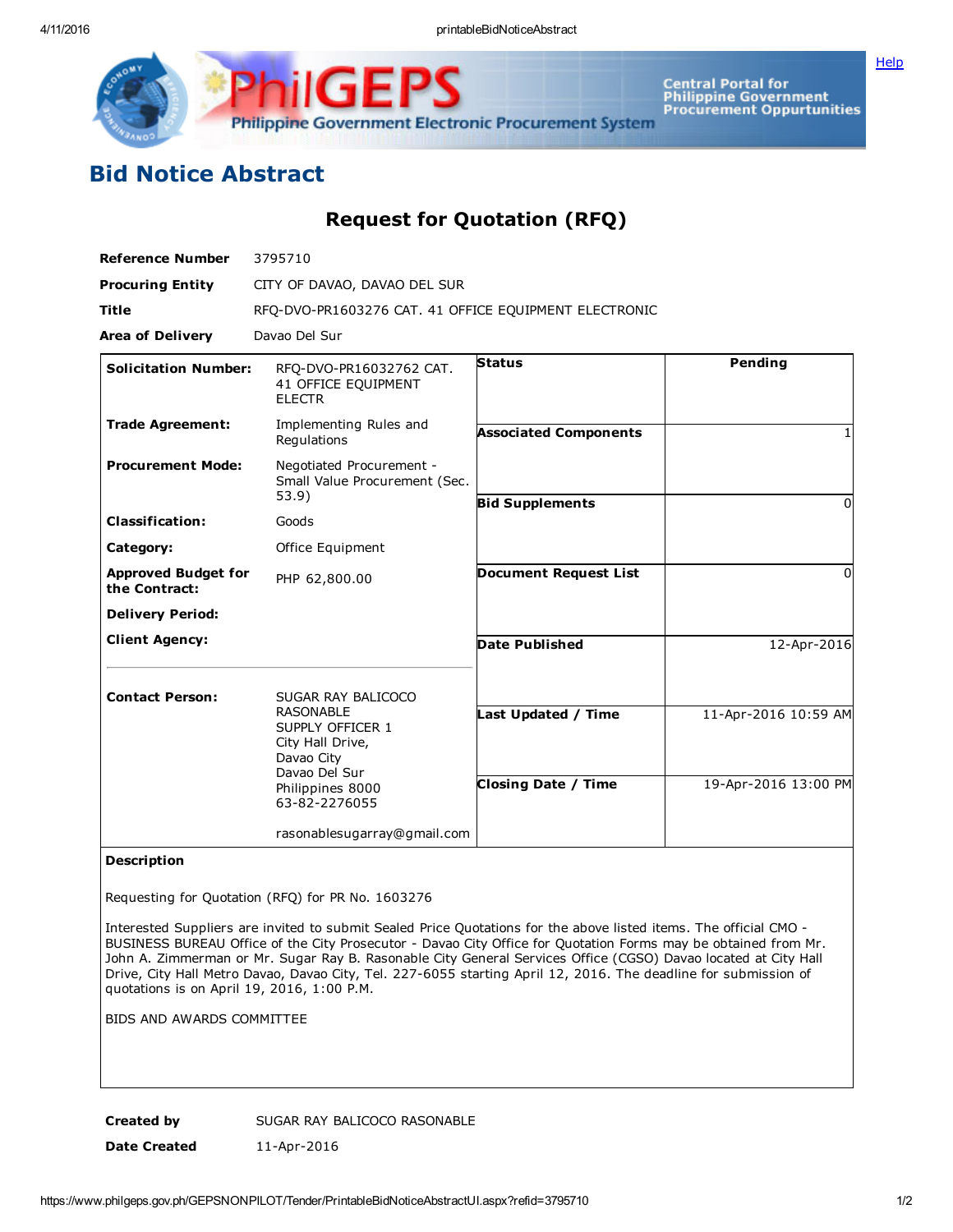# Bid Notice Abstract

## Request for Quotation (RFQ)

| | |
|---|---|
| **Reference Number** | 3795710 |
| **Procuring Entity** | CITY OF DAVAO, DAVAO DEL SUR |
| **Title** | RFQ-DVO-PR1603276 CAT. 41 OFFICE EQUIPMENT ELECTRONIC |
| **Area of Delivery** | Davao Del Sur |

| | | | |
|---|---|---|---|
| **Solicitation Number:** | RFQ-DVO-PR16032762 CAT. 41 OFFICE EQUIPMENT ELECTR | **Status** | Pending |
| **Trade Agreement:** | Implementing Rules and Regulations | **Associated Components** | 1 |
| **Procurement Mode:** | Negotiated Procurement - Small Value Procurement (Sec. 53.9) | **Bid Supplements** | 0 |
| **Classification:** | Goods | | |
| **Category:** | Office Equipment | | |
| **Approved Budget for the Contract:** | PHP 62,800.00 | **Document Request List** | 0 |
| **Delivery Period:** | | | |
| **Client Agency:** | | **Date Published** | 12-Apr-2016 |
| **Contact Person:** | SUGAR RAY BALICOCO RASONABLE<br>SUPPLY OFFICER 1<br>City Hall Drive,<br>Davao City<br>Davao Del Sur<br>Philippines 8000<br>63-82-2276055<br><br>rasonablesugarray@gmail.com | **Last Updated / Time** | 11-Apr-2016 10:59 AM |
| | | **Closing Date / Time** | 19-Apr-2016 13:00 PM |

**Description**

Requesting for Quotation (RFQ) for PR No. 1603276

Interested Suppliers are invited to submit Sealed Price Quotations for the above listed items. The official CMO - BUSINESS BUREAU Office of the City Prosecutor - Davao City Office for Quotation Forms may be obtained from Mr. John A. Zimmerman or Mr. Sugar Ray B. Rasonable City General Services Office (CGSO) Davao located at City Hall Drive, City Hall Metro Davao, Davao City, Tel. 227-6055 starting April 12, 2016. The deadline for submission of quotations is on April 19, 2016, 1:00 P.M.

BIDS AND AWARDS COMMITTEE

| | |
|---|---|
| **Created by** | SUGAR RAY BALICOCO RASONABLE |
| **Date Created** | 11-Apr-2016 |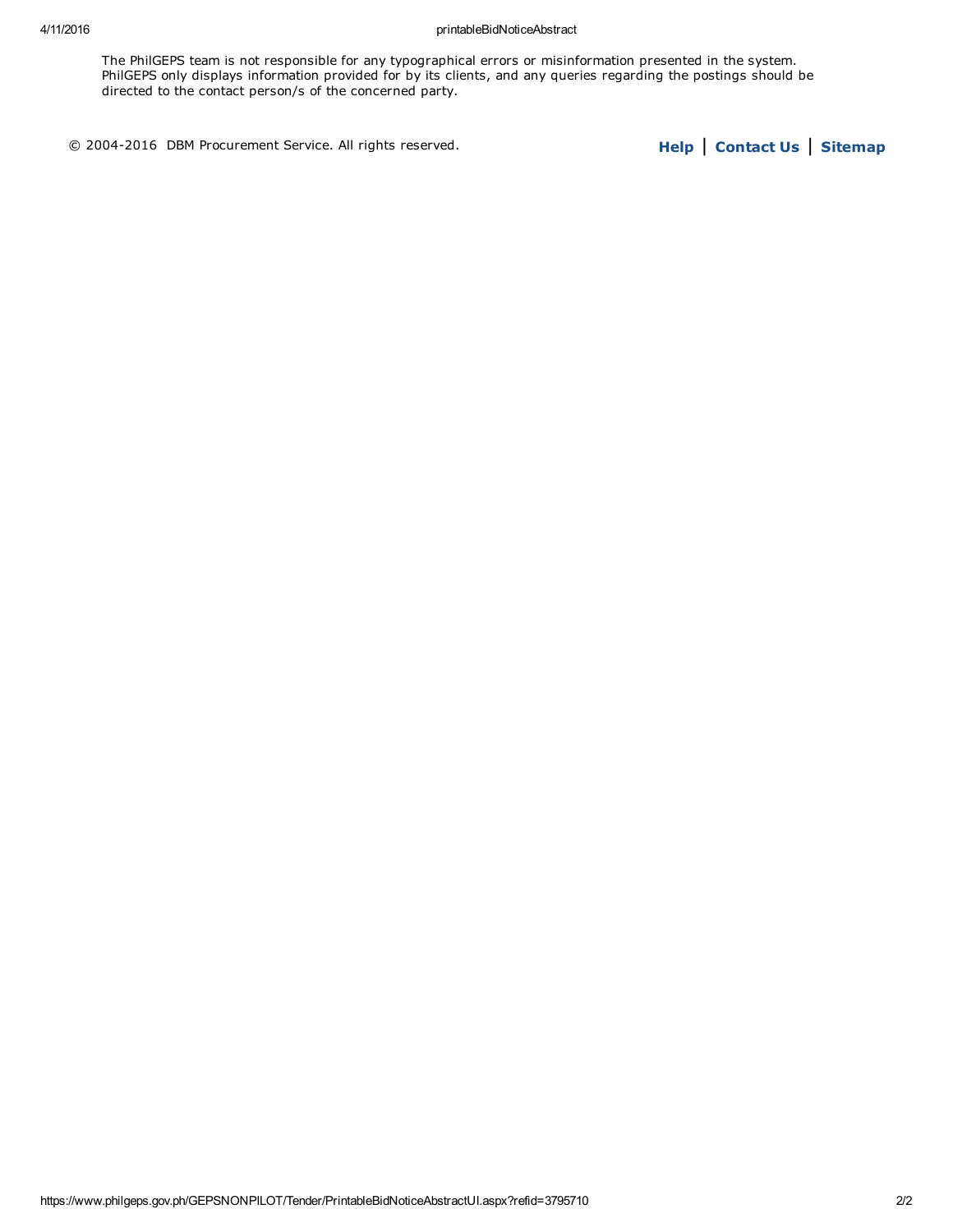The PhilGEPS team is not responsible for any typographical errors or misinformation presented in the system. PhilGEPS only displays information provided for by its clients, and any queries regarding the postings should be directed to the contact person/s of the concerned party.

© 2004-2016 DBM Procurement Service. All rights reserved.

**Help** | **Contact Us** | **Sitemap**